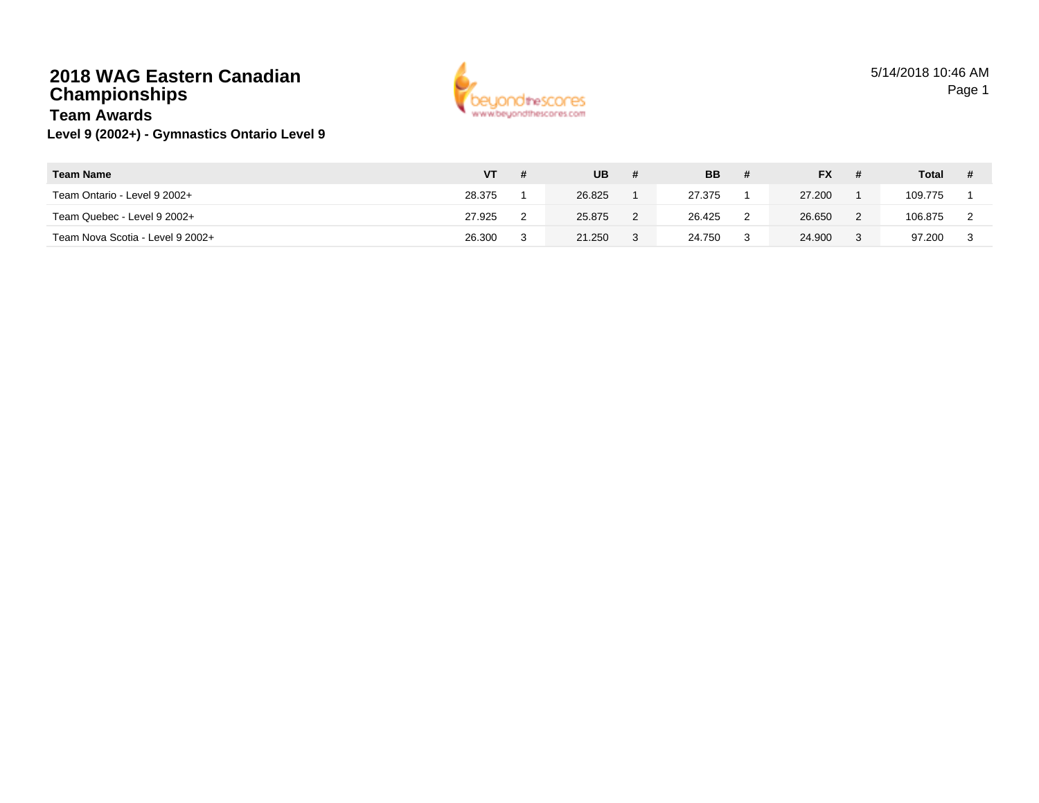# 2018 WAG Eastern Canadian Championships

## Team Awards

### Level 9 (2002+) - Gymnastics Ontario Level 9

| Team Name | VT | # | UB | # | BB | # | FX | # | Total | # |
|---|---|---|---|---|---|---|---|---|---|---|
| Team Ontario - Level 9 2002+ | 28.375 | 1 | 26.825 | 1 | 27.375 | 1 | 27.200 | 1 | 109.775 | 1 |
| Team Quebec - Level 9 2002+ | 27.925 | 2 | 25.875 | 2 | 26.425 | 2 | 26.650 | 2 | 106.875 | 2 |
| Team Nova Scotia - Level 9 2002+ | 26.300 | 3 | 21.250 | 3 | 24.750 | 3 | 24.900 | 3 | 97.200 | 3 |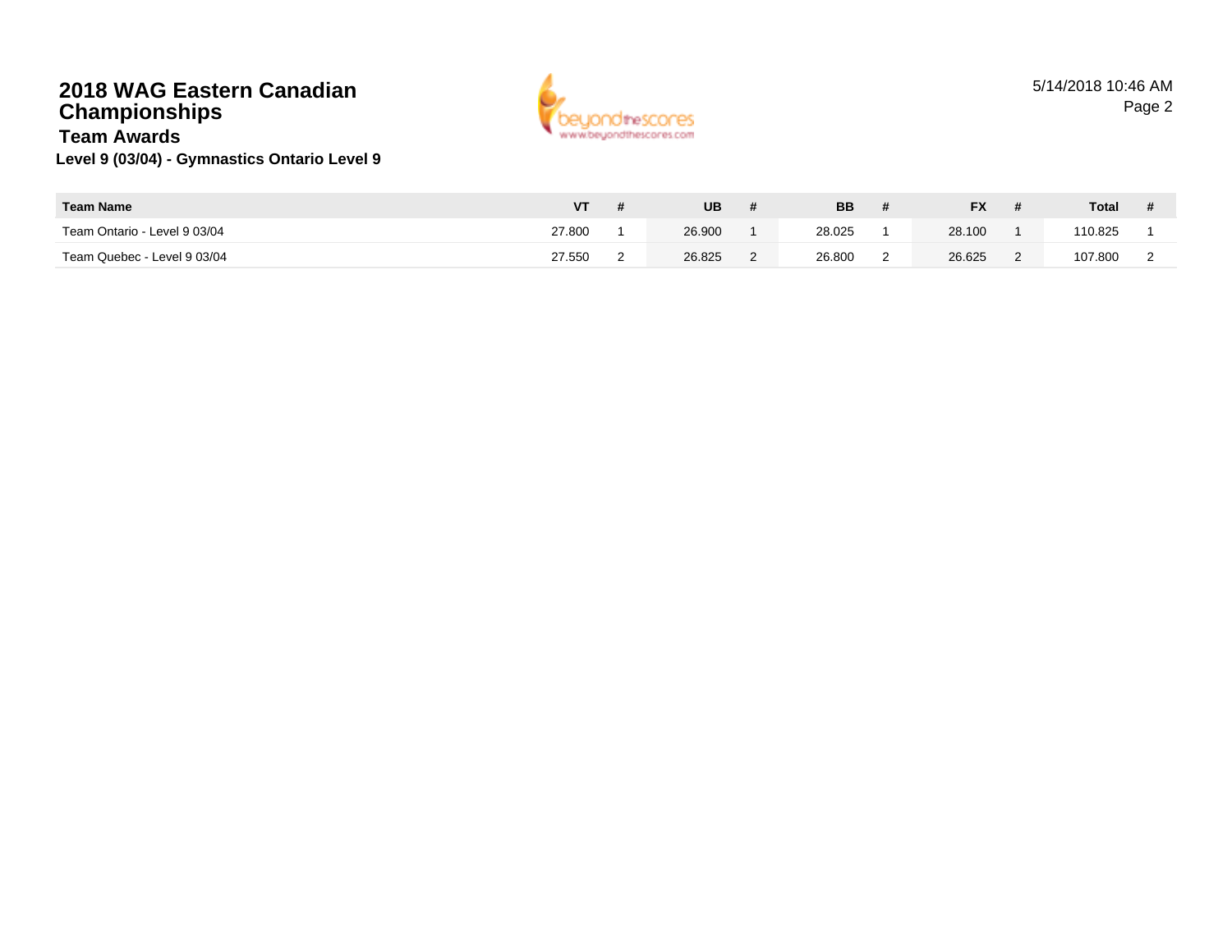# 2018 WAG Eastern Canadian Championships

## Team Awards

### Level 9 (03/04) - Gymnastics Ontario Level 9

| Team Name | VT | # | UB | # | BB | # | FX | # | Total | # |
|---|---|---|---|---|---|---|---|---|---|---|
| Team Ontario - Level 9 03/04 | 27.800 | 1 | 26.900 | 1 | 28.025 | 1 | 28.100 | 1 | 110.825 | 1 |
| Team Quebec - Level 9 03/04 | 27.550 | 2 | 26.825 | 2 | 26.800 | 2 | 26.625 | 2 | 107.800 | 2 |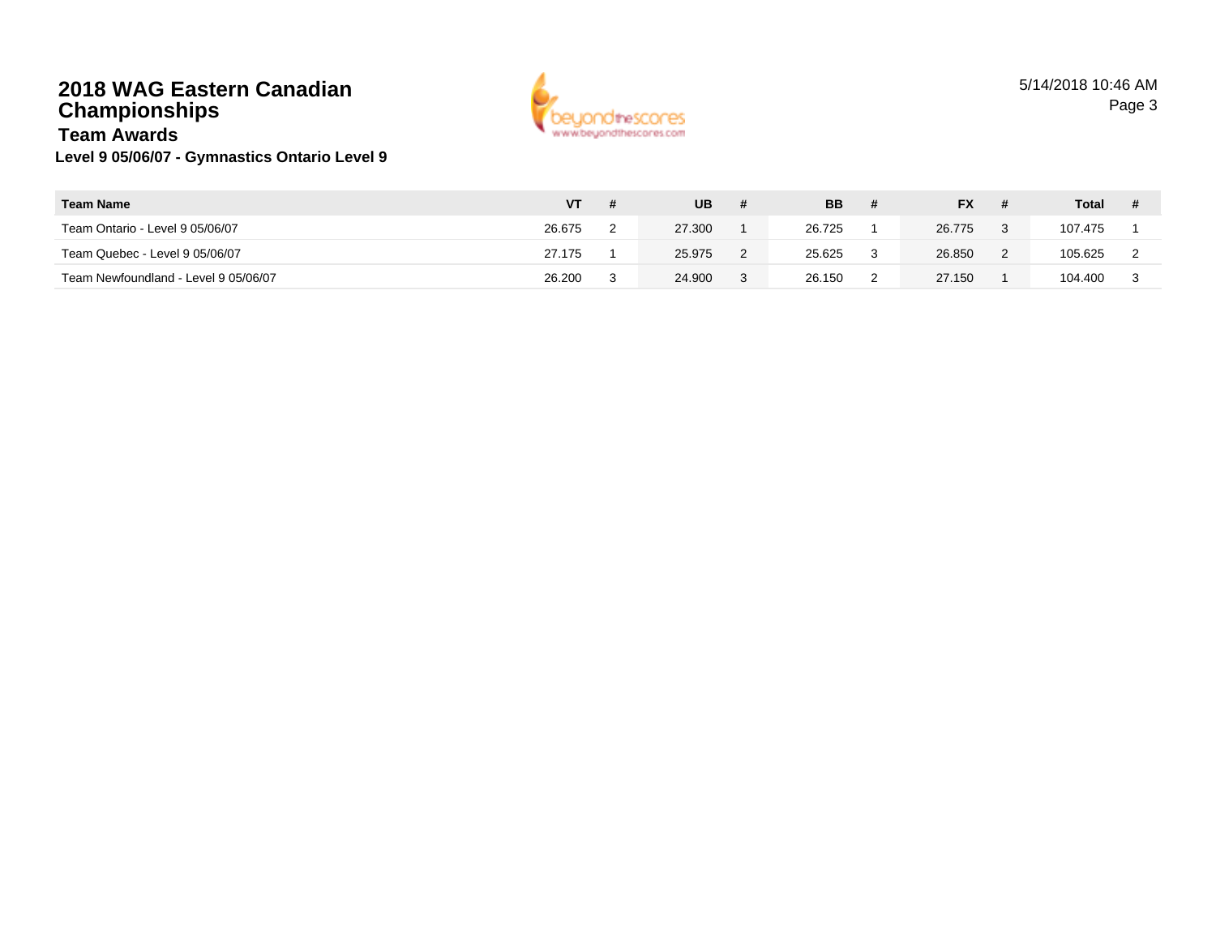# 2018 WAG Eastern Canadian Championships

## Team Awards

### Level 9 05/06/07 - Gymnastics Ontario Level 9

| Team Name | VT | # | UB | # | BB | # | FX | # | Total | # |
|---|---|---|---|---|---|---|---|---|---|---|
| Team Ontario - Level 9 05/06/07 | 26.675 | 2 | 27.300 | 1 | 26.725 | 1 | 26.775 | 3 | 107.475 | 1 |
| Team Quebec - Level 9 05/06/07 | 27.175 | 1 | 25.975 | 2 | 25.625 | 3 | 26.850 | 2 | 105.625 | 2 |
| Team Newfoundland - Level 9 05/06/07 | 26.200 | 3 | 24.900 | 3 | 26.150 | 2 | 27.150 | 1 | 104.400 | 3 |